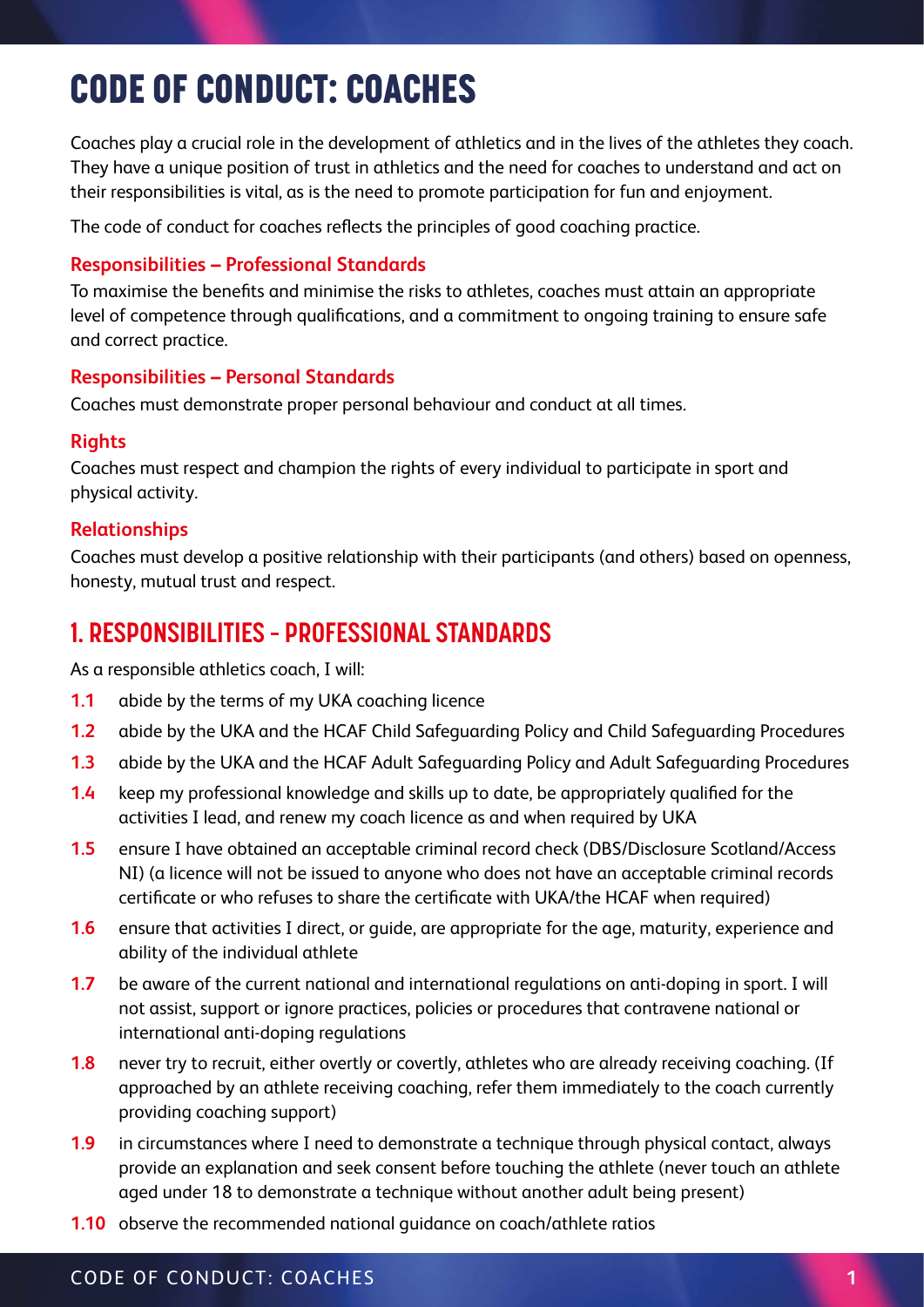# CODE OF CONDUCT: COACHES

Coaches play a crucial role in the development of athletics and in the lives of the athletes they coach. They have a unique position of trust in athletics and the need for coaches to understand and act on their responsibilities is vital, as is the need to promote participation for fun and enjoyment.

The code of conduct for coaches reflects the principles of good coaching practice.

### Responsibilities – Professional Standards

To maximise the benefits and minimise the risks to athletes, coaches must attain an appropriate level of competence through qualifications, and a commitment to ongoing training to ensure safe and correct practice.

### Responsibilities – Personal Standards

Coaches must demonstrate proper personal behaviour and conduct at all times.

### Rights

Coaches must respect and champion the rights of every individual to participate in sport and physical activity.

### Relationships

Coaches must develop a positive relationship with their participants (and others) based on openness, honesty, mutual trust and respect.

## 1. RESPONSIBILITIES - PROFESSIONAL STANDARDS

As a responsible athletics coach, I will:

**1.1** abide by the terms of my UKA coaching licence

**1.2** abide by the UKA and the HCAF Child Safeguarding Policy and Child Safeguarding Procedures

**1.3** abide by the UKA and the HCAF Adult Safeguarding Policy and Adult Safeguarding Procedures

**1.4** keep my professional knowledge and skills up to date, be appropriately qualified for the activities I lead, and renew my coach licence as and when required by UKA

**1.5** ensure I have obtained an acceptable criminal record check (DBS/Disclosure Scotland/Access NI) (a licence will not be issued to anyone who does not have an acceptable criminal records certificate or who refuses to share the certificate with UKA/the HCAF when required)

**1.6** ensure that activities I direct, or guide, are appropriate for the age, maturity, experience and ability of the individual athlete

**1.7** be aware of the current national and international regulations on anti-doping in sport. I will not assist, support or ignore practices, policies or procedures that contravene national or international anti-doping regulations

**1.8** never try to recruit, either overtly or covertly, athletes who are already receiving coaching. (If approached by an athlete receiving coaching, refer them immediately to the coach currently providing coaching support)

**1.9** in circumstances where I need to demonstrate a technique through physical contact, always provide an explanation and seek consent before touching the athlete (never touch an athlete aged under 18 to demonstrate a technique without another adult being present)

**1.10** observe the recommended national guidance on coach/athlete ratios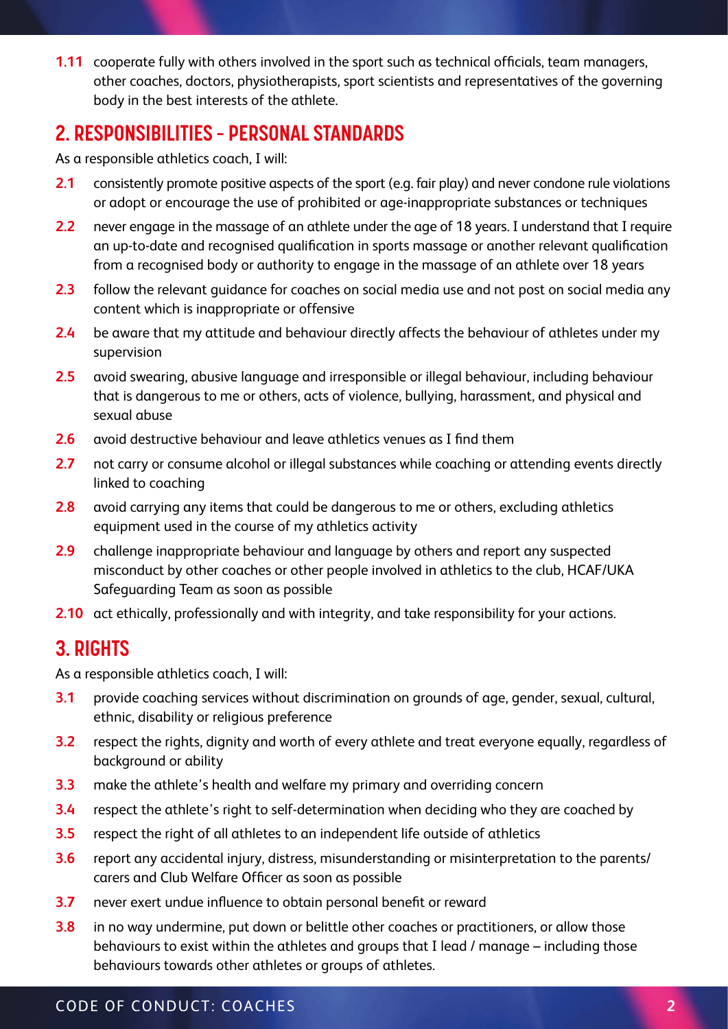**1.11** cooperate fully with others involved in the sport such as technical officials, team managers, other coaches, doctors, physiotherapists, sport scientists and representatives of the governing body in the best interests of the athlete.

## 2. RESPONSIBILITIES - PERSONAL STANDARDS

As a responsible athletics coach, I will:

**2.1** consistently promote positive aspects of the sport (e.g. fair play) and never condone rule violations or adopt or encourage the use of prohibited or age-inappropriate substances or techniques

**2.2** never engage in the massage of an athlete under the age of 18 years. I understand that I require an up-to-date and recognised qualification in sports massage or another relevant qualification from a recognised body or authority to engage in the massage of an athlete over 18 years

**2.3** follow the relevant guidance for coaches on social media use and not post on social media any content which is inappropriate or offensive

**2.4** be aware that my attitude and behaviour directly affects the behaviour of athletes under my supervision

**2.5** avoid swearing, abusive language and irresponsible or illegal behaviour, including behaviour that is dangerous to me or others, acts of violence, bullying, harassment, and physical and sexual abuse

**2.6** avoid destructive behaviour and leave athletics venues as I find them

**2.7** not carry or consume alcohol or illegal substances while coaching or attending events directly linked to coaching

**2.8** avoid carrying any items that could be dangerous to me or others, excluding athletics equipment used in the course of my athletics activity

**2.9** challenge inappropriate behaviour and language by others and report any suspected misconduct by other coaches or other people involved in athletics to the club, HCAF/UKA Safeguarding Team as soon as possible

**2.10** act ethically, professionally and with integrity, and take responsibility for your actions.

## 3. RIGHTS

As a responsible athletics coach, I will:

**3.1** provide coaching services without discrimination on grounds of age, gender, sexual, cultural, ethnic, disability or religious preference

**3.2** respect the rights, dignity and worth of every athlete and treat everyone equally, regardless of background or ability

**3.3** make the athlete's health and welfare my primary and overriding concern

**3.4** respect the athlete's right to self-determination when deciding who they are coached by

**3.5** respect the right of all athletes to an independent life outside of athletics

**3.6** report any accidental injury, distress, misunderstanding or misinterpretation to the parents/carers and Club Welfare Officer as soon as possible

**3.7** never exert undue influence to obtain personal benefit or reward

**3.8** in no way undermine, put down or belittle other coaches or practitioners, or allow those behaviours to exist within the athletes and groups that I lead / manage – including those behaviours towards other athletes or groups of athletes.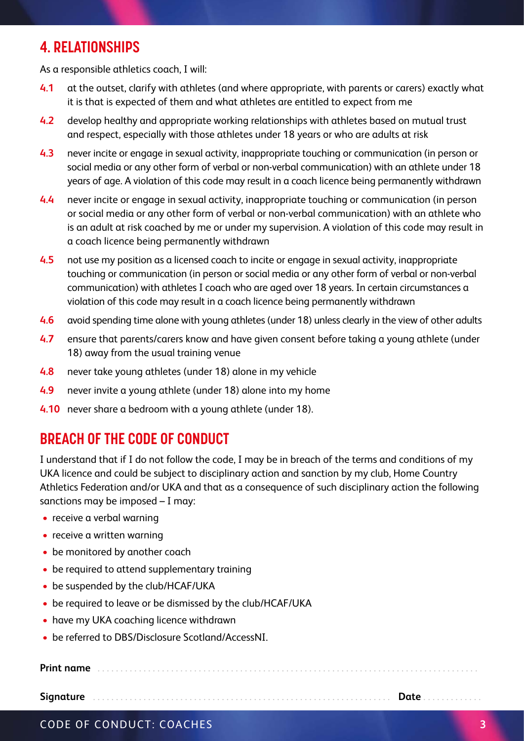## 4. RELATIONSHIPS

As a responsible athletics coach, I will:

**4.1** at the outset, clarify with athletes (and where appropriate, with parents or carers) exactly what it is that is expected of them and what athletes are entitled to expect from me

**4.2** develop healthy and appropriate working relationships with athletes based on mutual trust and respect, especially with those athletes under 18 years or who are adults at risk

**4.3** never incite or engage in sexual activity, inappropriate touching or communication (in person or social media or any other form of verbal or non-verbal communication) with an athlete under 18 years of age. A violation of this code may result in a coach licence being permanently withdrawn

**4.4** never incite or engage in sexual activity, inappropriate touching or communication (in person or social media or any other form of verbal or non-verbal communication) with an athlete who is an adult at risk coached by me or under my supervision. A violation of this code may result in a coach licence being permanently withdrawn

**4.5** not use my position as a licensed coach to incite or engage in sexual activity, inappropriate touching or communication (in person or social media or any other form of verbal or non-verbal communication) with athletes I coach who are aged over 18 years. In certain circumstances a violation of this code may result in a coach licence being permanently withdrawn

**4.6** avoid spending time alone with young athletes (under 18) unless clearly in the view of other adults

**4.7** ensure that parents/carers know and have given consent before taking a young athlete (under 18) away from the usual training venue

**4.8** never take young athletes (under 18) alone in my vehicle

**4.9** never invite a young athlete (under 18) alone into my home

**4.10** never share a bedroom with a young athlete (under 18).

## BREACH OF THE CODE OF CONDUCT

I understand that if I do not follow the code, I may be in breach of the terms and conditions of my UKA licence and could be subject to disciplinary action and sanction by my club, Home Country Athletics Federation and/or UKA and that as a consequence of such disciplinary action the following sanctions may be imposed – I may:

- receive a verbal warning
- receive a written warning
- be monitored by another coach
- be required to attend supplementary training
- be suspended by the club/HCAF/UKA
- be required to leave or be dismissed by the club/HCAF/UKA
- have my UKA coaching licence withdrawn
- be referred to DBS/Disclosure Scotland/AccessNI.

**Print name** ..............................................................................................

**Signature** .......................................................................... **Date** ..............